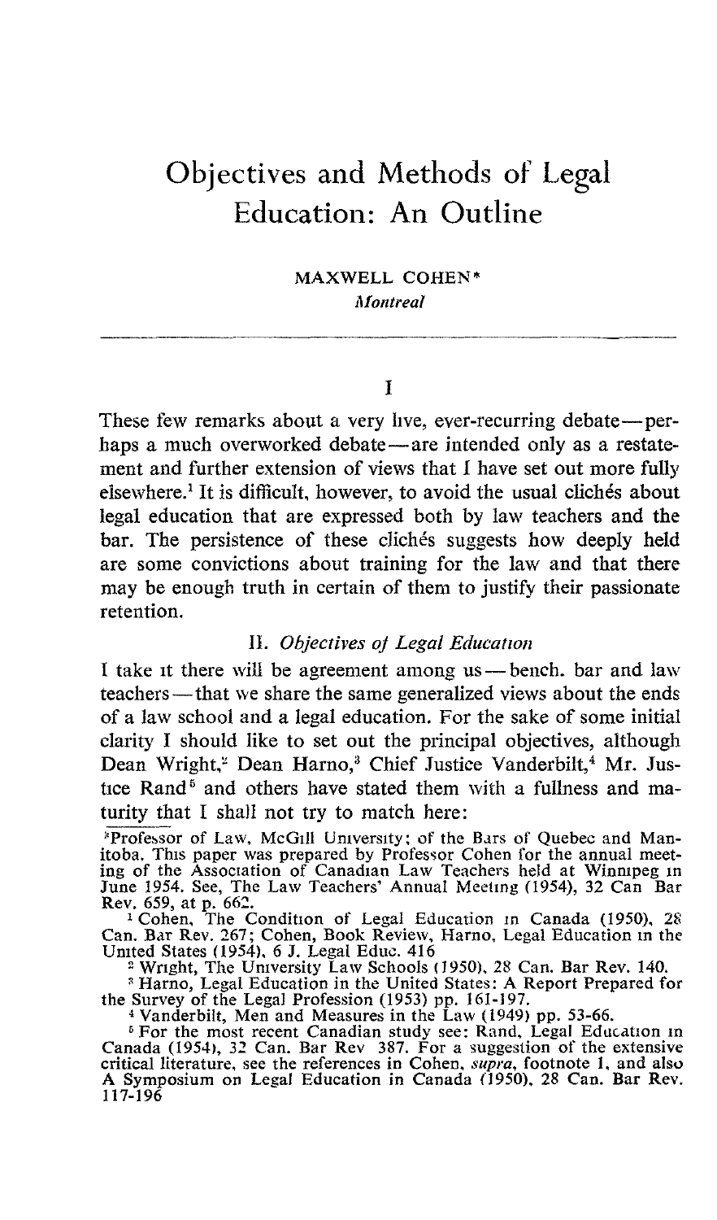# Objectives and Methods of Legal Education: An Outline

MAXWELL COHEN*

*Montreal*

## I

These few remarks about a very live, ever-recurring debate—perhaps a much overworked debate—are intended only as a restatement and further extension of views that I have set out more fully elsewhere.[1] It is difficult, however, to avoid the usual clichés about legal education that are expressed both by law teachers and the bar. The persistence of these clichés suggests how deeply held are some convictions about training for the law and that there may be enough truth in certain of them to justify their passionate retention.

## II. *Objectives of Legal Education*

I take it there will be agreement among us—bench. bar and law teachers—that we share the same generalized views about the ends of a law school and a legal education. For the sake of some initial clarity I should like to set out the principal objectives, although Dean Wright,[2] Dean Harno,[3] Chief Justice Vanderbilt,[4] Mr. Justice Rand[5] and others have stated them with a fullness and maturity that I shall not try to match here:

---

*Professor of Law, McGill University; of the Bars of Quebec and Manitoba. This paper was prepared by Professor Cohen for the annual meeting of the Association of Canadian Law Teachers held at Winnipeg in June 1954. See, The Law Teachers' Annual Meeting (1954), 32 Can Bar Rev. 659, at p. 662.

[1] Cohen, The Condition of Legal Education in Canada (1950), 28 Can. Bar Rev. 267; Cohen, Book Review, Harno, Legal Education in the United States (1954), 6 J. Legal Educ. 416

[2] Wright, The University Law Schools (1950), 28 Can. Bar Rev. 140.

[3] Harno, Legal Education in the United States: A Report Prepared for the Survey of the Legal Profession (1953) pp. 161-197.

[4] Vanderbilt, Men and Measures in the Law (1949) pp. 53-66.

[5] For the most recent Canadian study see: Rand, Legal Education in Canada (1954), 32 Can. Bar Rev 387. For a suggestion of the extensive critical literature, see the references in Cohen, *supra*, footnote 1, and also A Symposium on Legal Education in Canada (1950), 28 Can. Bar Rev. 117-196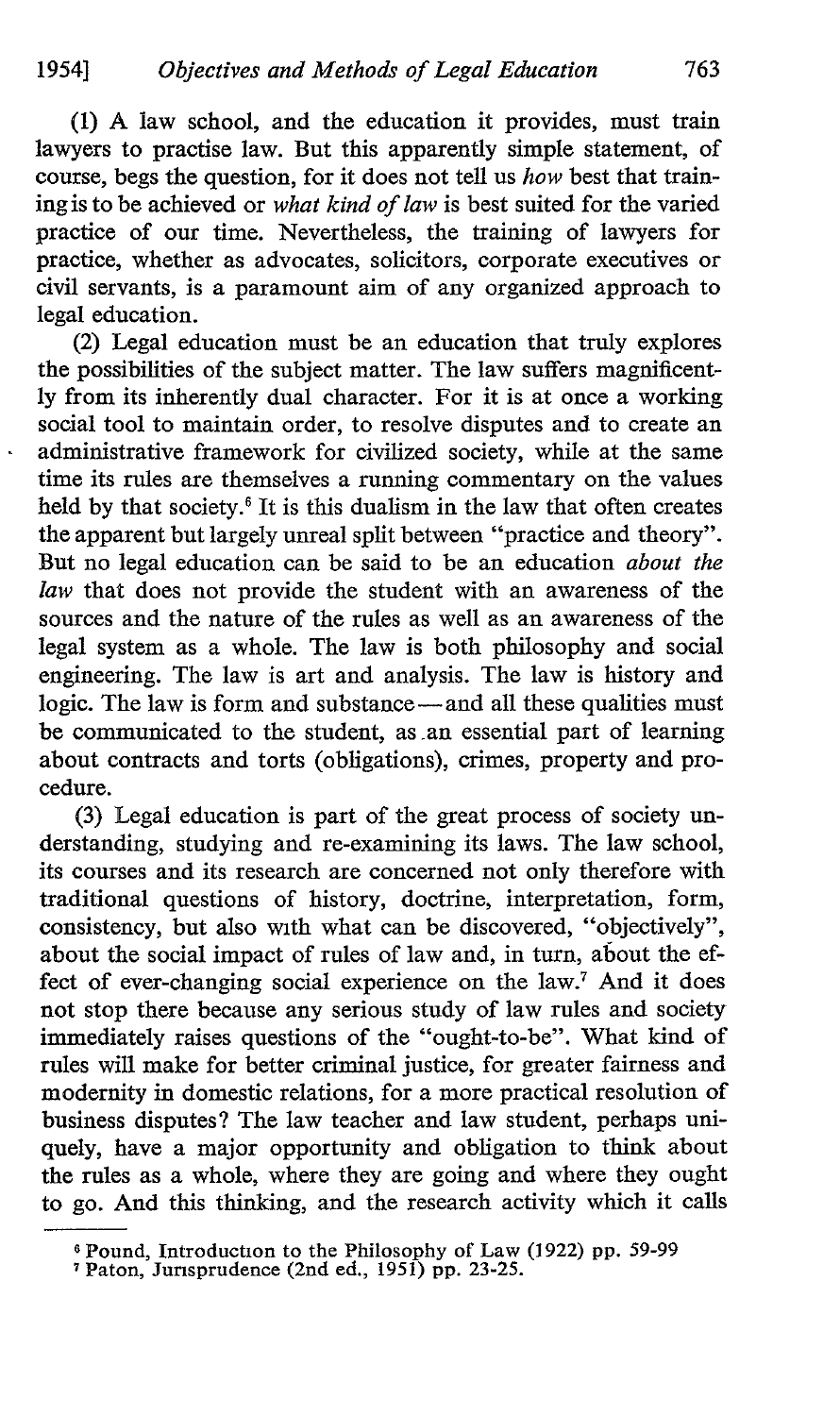(1) A law school, and the education it provides, must train lawyers to practise law. But this apparently simple statement, of course, begs the question, for it does not tell us *how* best that training is to be achieved or *what kind of law* is best suited for the varied practice of our time. Nevertheless, the training of lawyers for practice, whether as advocates, solicitors, corporate executives or civil servants, is a paramount aim of any organized approach to legal education.

(2) Legal education must be an education that truly explores the possibilities of the subject matter. The law suffers magnificently from its inherently dual character. For it is at once a working social tool to maintain order, to resolve disputes and to create an administrative framework for civilized society, while at the same time its rules are themselves a running commentary on the values held by that society.[6] It is this dualism in the law that often creates the apparent but largely unreal split between "practice and theory". But no legal education can be said to be an education *about the law* that does not provide the student with an awareness of the sources and the nature of the rules as well as an awareness of the legal system as a whole. The law is both philosophy and social engineering. The law is art and analysis. The law is history and logic. The law is form and substance — and all these qualities must be communicated to the student, as an essential part of learning about contracts and torts (obligations), crimes, property and procedure.

(3) Legal education is part of the great process of society understanding, studying and re-examining its laws. The law school, its courses and its research are concerned not only therefore with traditional questions of history, doctrine, interpretation, form, consistency, but also with what can be discovered, "objectively", about the social impact of rules of law and, in turn, about the effect of ever-changing social experience on the law.[7] And it does not stop there because any serious study of law rules and society immediately raises questions of the "ought-to-be". What kind of rules will make for better criminal justice, for greater fairness and modernity in domestic relations, for a more practical resolution of business disputes? The law teacher and law student, perhaps uniquely, have a major opportunity and obligation to think about the rules as a whole, where they are going and where they ought to go. And this thinking, and the research activity which it calls

---

[6] Pound, Introduction to the Philosophy of Law (1922) pp. 59-99

[7] Paton, Jurisprudence (2nd ed., 1951) pp. 23-25.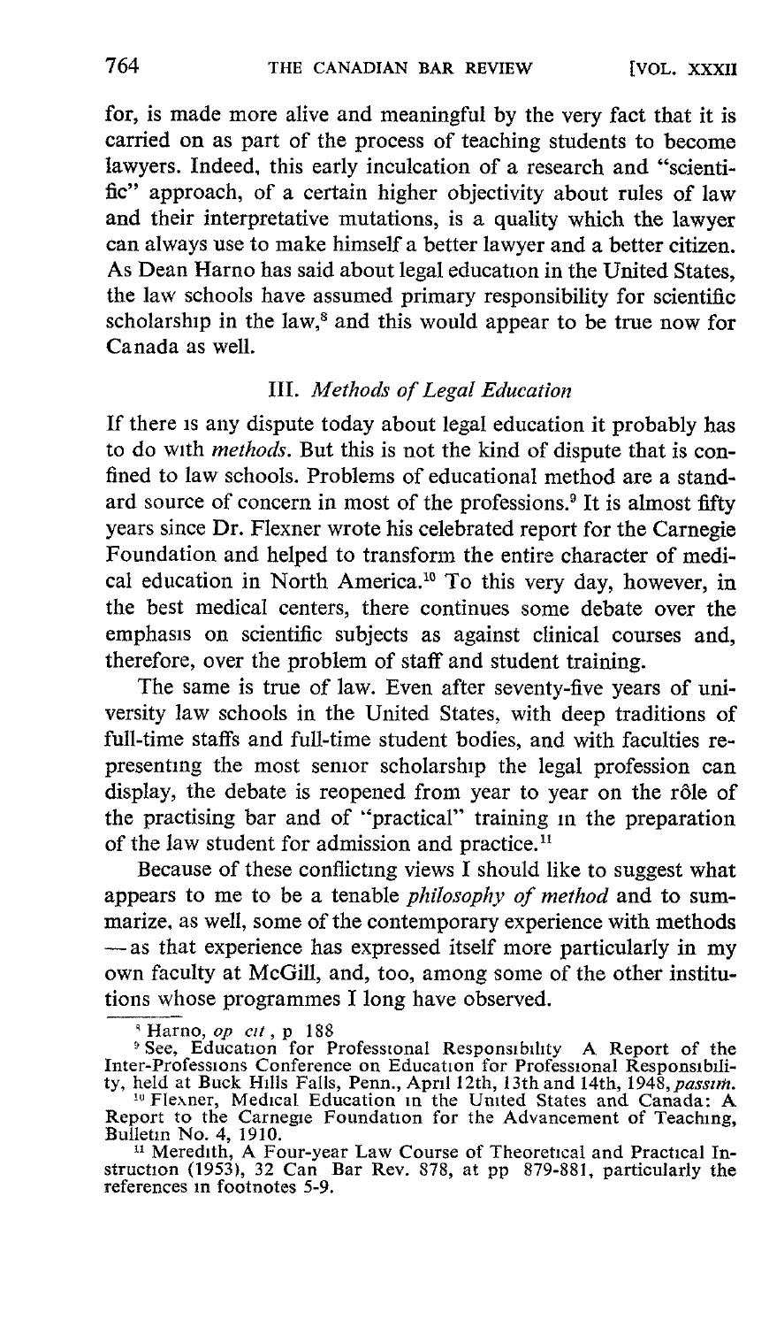for, is made more alive and meaningful by the very fact that it is carried on as part of the process of teaching students to become lawyers. Indeed, this early inculcation of a research and "scientific" approach, of a certain higher objectivity about rules of law and their interpretative mutations, is a quality which the lawyer can always use to make himself a better lawyer and a better citizen. As Dean Harno has said about legal education in the United States, the law schools have assumed primary responsibility for scientific scholarship in the law,[8] and this would appear to be true now for Canada as well.

### III. *Methods of Legal Education*

If there is any dispute today about legal education it probably has to do with *methods*. But this is not the kind of dispute that is confined to law schools. Problems of educational method are a standard source of concern in most of the professions.[9] It is almost fifty years since Dr. Flexner wrote his celebrated report for the Carnegie Foundation and helped to transform the entire character of medical education in North America.[10] To this very day, however, in the best medical centers, there continues some debate over the emphasis on scientific subjects as against clinical courses and, therefore, over the problem of staff and student training.

The same is true of law. Even after seventy-five years of university law schools in the United States, with deep traditions of full-time staffs and full-time student bodies, and with faculties representing the most senior scholarship the legal profession can display, the debate is reopened from year to year on the rôle of the practising bar and of "practical" training in the preparation of the law student for admission and practice.[11]

Because of these conflicting views I should like to suggest what appears to me to be a tenable *philosophy of method* and to summarize, as well, some of the contemporary experience with methods —as that experience has expressed itself more particularly in my own faculty at McGill, and, too, among some of the other institutions whose programmes I long have observed.

---

[8] Harno, *op cit*, p 188

[9] See, Education for Professional Responsibility A Report of the Inter-Professions Conference on Education for Professional Responsibility, held at Buck Hills Falls, Penn., April 12th, 13th and 14th, 1948, *passim*.

[10] Flexner, Medical Education in the United States and Canada: A Report to the Carnegie Foundation for the Advancement of Teaching, Bulletin No. 4, 1910.

[11] Meredith, A Four-year Law Course of Theoretical and Practical Instruction (1953), 32 Can Bar Rev. 878, at pp 879-881, particularly the references in footnotes 5-9.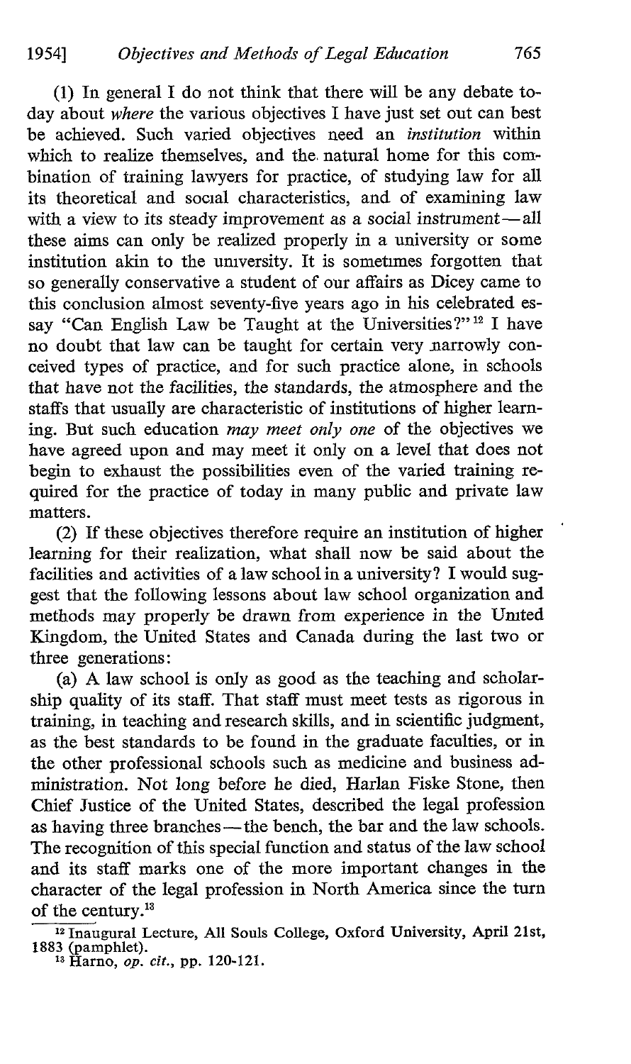(1) In general I do not think that there will be any debate today about *where* the various objectives I have just set out can best be achieved. Such varied objectives need an *institution* within which to realize themselves, and the natural home for this combination of training lawyers for practice, of studying law for all its theoretical and social characteristics, and of examining law with a view to its steady improvement as a social instrument — all these aims can only be realized properly in a university or some institution akin to the university. It is sometimes forgotten that so generally conservative a student of our affairs as Dicey came to this conclusion almost seventy-five years ago in his celebrated essay "Can English Law be Taught at the Universities?"[12] I have no doubt that law can be taught for certain very narrowly conceived types of practice, and for such practice alone, in schools that have not the facilities, the standards, the atmosphere and the staffs that usually are characteristic of institutions of higher learning. But such education *may meet only one* of the objectives we have agreed upon and may meet it only on a level that does not begin to exhaust the possibilities even of the varied training required for the practice of today in many public and private law matters.

(2) If these objectives therefore require an institution of higher learning for their realization, what shall now be said about the facilities and activities of a law school in a university? I would suggest that the following lessons about law school organization and methods may properly be drawn from experience in the United Kingdom, the United States and Canada during the last two or three generations:

(a) A law school is only as good as the teaching and scholarship quality of its staff. That staff must meet tests as rigorous in training, in teaching and research skills, and in scientific judgment, as the best standards to be found in the graduate faculties, or in the other professional schools such as medicine and business administration. Not long before he died, Harlan Fiske Stone, then Chief Justice of the United States, described the legal profession as having three branches — the bench, the bar and the law schools. The recognition of this special function and status of the law school and its staff marks one of the more important changes in the character of the legal profession in North America since the turn of the century.[13]

---

[12] Inaugural Lecture, All Souls College, Oxford University, April 21st, 1883 (pamphlet).

[13] Harno, *op. cit.*, pp. 120-121.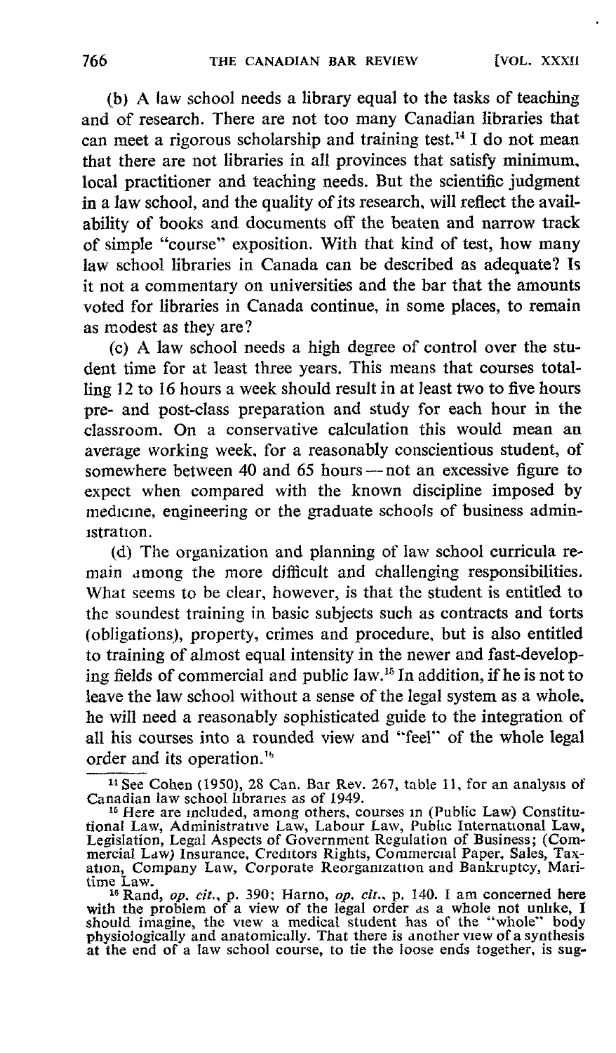(b) A law school needs a library equal to the tasks of teaching and of research. There are not too many Canadian libraries that can meet a rigorous scholarship and training test.[14] I do not mean that there are not libraries in all provinces that satisfy minimum, local practitioner and teaching needs. But the scientific judgment in a law school, and the quality of its research, will reflect the availability of books and documents off the beaten and narrow track of simple "course" exposition. With that kind of test, how many law school libraries in Canada can be described as adequate? Is it not a commentary on universities and the bar that the amounts voted for libraries in Canada continue, in some places, to remain as modest as they are?

(c) A law school needs a high degree of control over the student time for at least three years. This means that courses totalling 12 to 16 hours a week should result in at least two to five hours pre- and post-class preparation and study for each hour in the classroom. On a conservative calculation this would mean an average working week, for a reasonably conscientious student, of somewhere between 40 and 65 hours — not an excessive figure to expect when compared with the known discipline imposed by medicine, engineering or the graduate schools of business administration.

(d) The organization and planning of law school curricula remain among the more difficult and challenging responsibilities. What seems to be clear, however, is that the student is entitled to the soundest training in basic subjects such as contracts and torts (obligations), property, crimes and procedure, but is also entitled to training of almost equal intensity in the newer and fast-developing fields of commercial and public law.[15] In addition, if he is not to leave the law school without a sense of the legal system as a whole, he will need a reasonably sophisticated guide to the integration of all his courses into a rounded view and "feel" of the whole legal order and its operation.[16]

---

[14] See Cohen (1950), 28 Can. Bar Rev. 267, table 11, for an analysis of Canadian law school libraries as of 1949.

[15] Here are included, among others, courses in (Public Law) Constitutional Law, Administrative Law, Labour Law, Public International Law, Legislation, Legal Aspects of Government Regulation of Business; (Commercial Law) Insurance, Creditors Rights, Commercial Paper, Sales, Taxation, Company Law, Corporate Reorganization and Bankruptcy, Maritime Law.

[16] Rand, *op. cit.*, p. 390; Harno, *op. cit.*, p. 140. I am concerned here with the problem of a view of the legal order as a whole not unlike, I should imagine, the view a medical student has of the "whole" body physiologically and anatomically. That there is another view of a synthesis at the end of a law school course, to tie the loose ends together, is sug-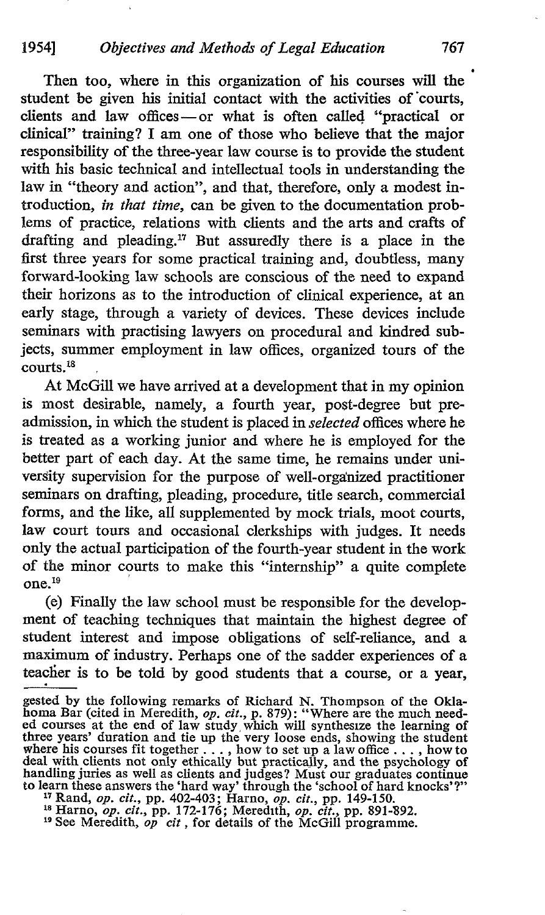Then too, where in this organization of his courses will the student be given his initial contact with the activities of courts, clients and law offices — or what is often called "practical or clinical" training? I am one of those who believe that the major responsibility of the three-year law course is to provide the student with his basic technical and intellectual tools in understanding the law in "theory and action", and that, therefore, only a modest introduction, *in that time*, can be given to the documentation problems of practice, relations with clients and the arts and crafts of drafting and pleading.[17] But assuredly there is a place in the first three years for some practical training and, doubtless, many forward-looking law schools are conscious of the need to expand their horizons as to the introduction of clinical experience, at an early stage, through a variety of devices. These devices include seminars with practising lawyers on procedural and kindred subjects, summer employment in law offices, organized tours of the courts.[18]

At McGill we have arrived at a development that in my opinion is most desirable, namely, a fourth year, post-degree but pre-admission, in which the student is placed in *selected* offices where he is treated as a working junior and where he is employed for the better part of each day. At the same time, he remains under university supervision for the purpose of well-organized practitioner seminars on drafting, pleading, procedure, title search, commercial forms, and the like, all supplemented by mock trials, moot courts, law court tours and occasional clerkships with judges. It needs only the actual participation of the fourth-year student in the work of the minor courts to make this "internship" a quite complete one.[19]

(e) Finally the law school must be responsible for the development of teaching techniques that maintain the highest degree of student interest and impose obligations of self-reliance, and a maximum of industry. Perhaps one of the sadder experiences of a teacher is to be told by good students that a course, or a year,

---

gested by the following remarks of Richard N. Thompson of the Oklahoma Bar (cited in Meredith, *op. cit.*, p. 879): "Where are the much needed courses at the end of law study which will synthesize the learning of three years' duration and tie up the very loose ends, showing the student where his courses fit together . . . , how to set up a law office . . . , how to deal with clients not only ethically but practically, and the psychology of handling juries as well as clients and judges? Must our graduates continue to learn these answers the 'hard way' through the 'school of hard knocks'?"

[17] Rand, *op. cit.*, pp. 402-403; Harno, *op. cit.*, pp. 149-150.

[18] Harno, *op. cit.*, pp. 172-176; Meredith, *op. cit.*, pp. 891-892.

[19] See Meredith, *op cit*, for details of the McGill programme.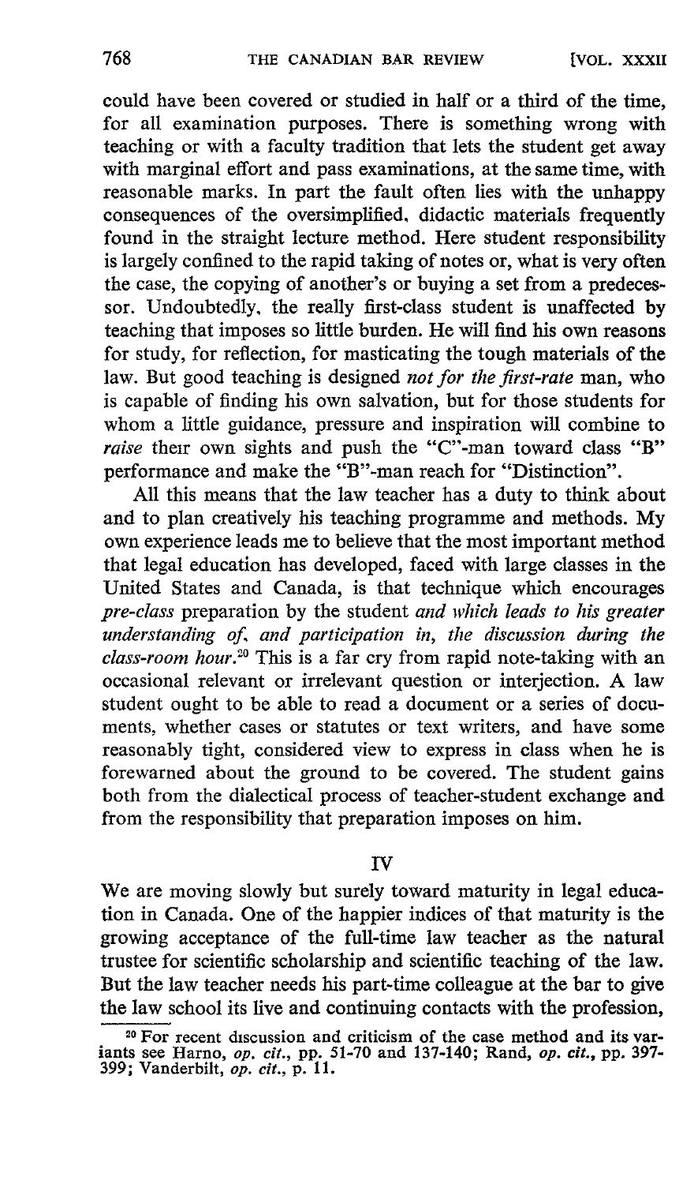could have been covered or studied in half or a third of the time, for all examination purposes. There is something wrong with teaching or with a faculty tradition that lets the student get away with marginal effort and pass examinations, at the same time, with reasonable marks. In part the fault often lies with the unhappy consequences of the oversimplified, didactic materials frequently found in the straight lecture method. Here student responsibility is largely confined to the rapid taking of notes or, what is very often the case, the copying of another's or buying a set from a predecessor. Undoubtedly, the really first-class student is unaffected by teaching that imposes so little burden. He will find his own reasons for study, for reflection, for masticating the tough materials of the law. But good teaching is designed *not for the first-rate* man, who is capable of finding his own salvation, but for those students for whom a little guidance, pressure and inspiration will combine to *raise* their own sights and push the "C"-man toward class "B" performance and make the "B"-man reach for "Distinction".

All this means that the law teacher has a duty to think about and to plan creatively his teaching programme and methods. My own experience leads me to believe that the most important method that legal education has developed, faced with large classes in the United States and Canada, is that technique which encourages *pre-class* preparation by the student *and which leads to his greater understanding of, and participation in, the discussion during the class-room hour.*[20] This is a far cry from rapid note-taking with an occasional relevant or irrelevant question or interjection. A law student ought to be able to read a document or a series of documents, whether cases or statutes or text writers, and have some reasonably tight, considered view to express in class when he is forewarned about the ground to be covered. The student gains both from the dialectical process of teacher-student exchange and from the responsibility that preparation imposes on him.

## IV

We are moving slowly but surely toward maturity in legal education in Canada. One of the happier indices of that maturity is the growing acceptance of the full-time law teacher as the natural trustee for scientific scholarship and scientific teaching of the law. But the law teacher needs his part-time colleague at the bar to give the law school its live and continuing contacts with the profession,

---

[20] For recent discussion and criticism of the case method and its variants see Harno, *op. cit.*, pp. 51-70 and 137-140; Rand, *op. cit.*, pp. 397-399; Vanderbilt, *op. cit.*, p. 11.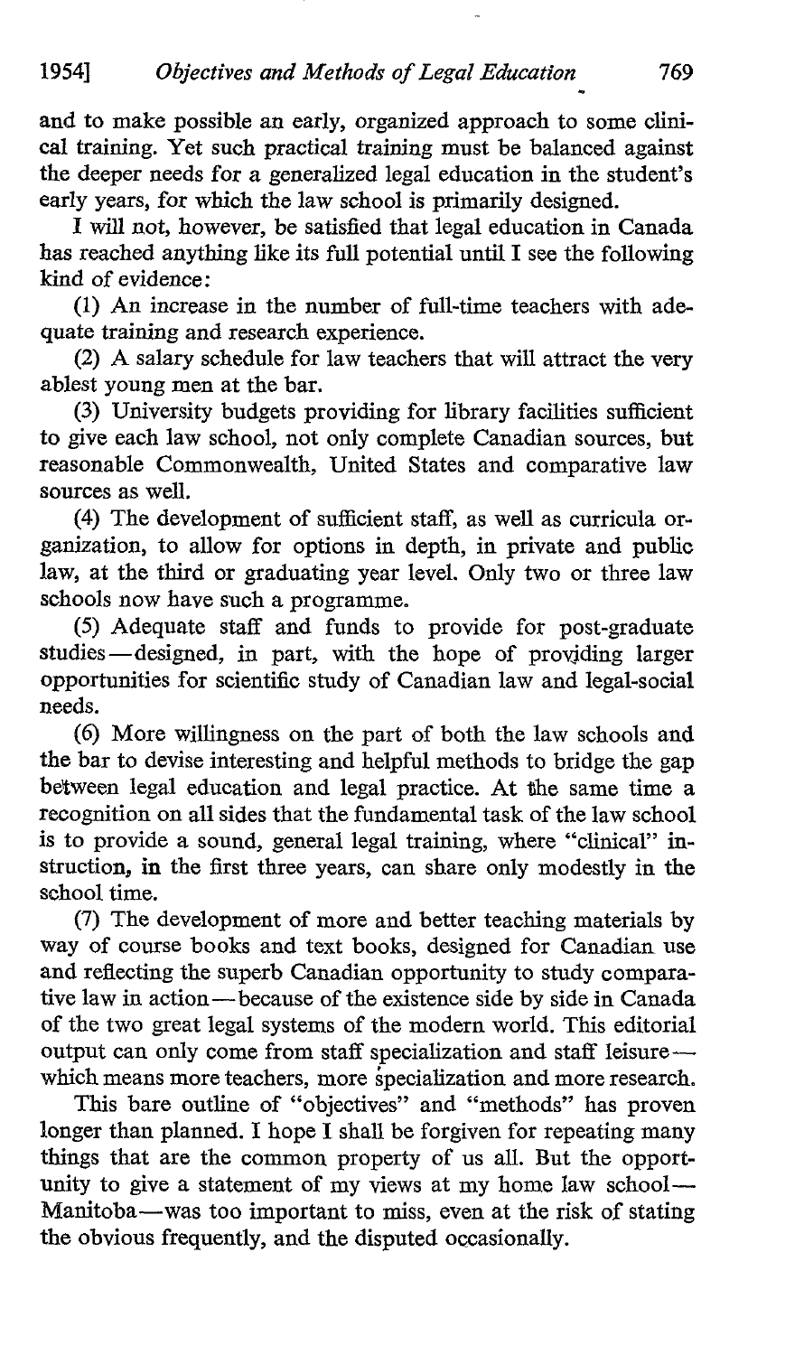and to make possible an early, organized approach to some clinical training. Yet such practical training must be balanced against the deeper needs for a generalized legal education in the student's early years, for which the law school is primarily designed.

I will not, however, be satisfied that legal education in Canada has reached anything like its full potential until I see the following kind of evidence:

(1) An increase in the number of full-time teachers with adequate training and research experience.

(2) A salary schedule for law teachers that will attract the very ablest young men at the bar.

(3) University budgets providing for library facilities sufficient to give each law school, not only complete Canadian sources, but reasonable Commonwealth, United States and comparative law sources as well.

(4) The development of sufficient staff, as well as curricula organization, to allow for options in depth, in private and public law, at the third or graduating year level. Only two or three law schools now have such a programme.

(5) Adequate staff and funds to provide for post-graduate studies — designed, in part, with the hope of providing larger opportunities for scientific study of Canadian law and legal-social needs.

(6) More willingness on the part of both the law schools and the bar to devise interesting and helpful methods to bridge the gap between legal education and legal practice. At the same time a recognition on all sides that the fundamental task of the law school is to provide a sound, general legal training, where "clinical" instruction, in the first three years, can share only modestly in the school time.

(7) The development of more and better teaching materials by way of course books and text books, designed for Canadian use and reflecting the superb Canadian opportunity to study comparative law in action — because of the existence side by side in Canada of the two great legal systems of the modern world. This editorial output can only come from staff specialization and staff leisure — which means more teachers, more specialization and more research.

This bare outline of "objectives" and "methods" has proven longer than planned. I hope I shall be forgiven for repeating many things that are the common property of us all. But the opportunity to give a statement of my views at my home law school — Manitoba — was too important to miss, even at the risk of stating the obvious frequently, and the disputed occasionally.